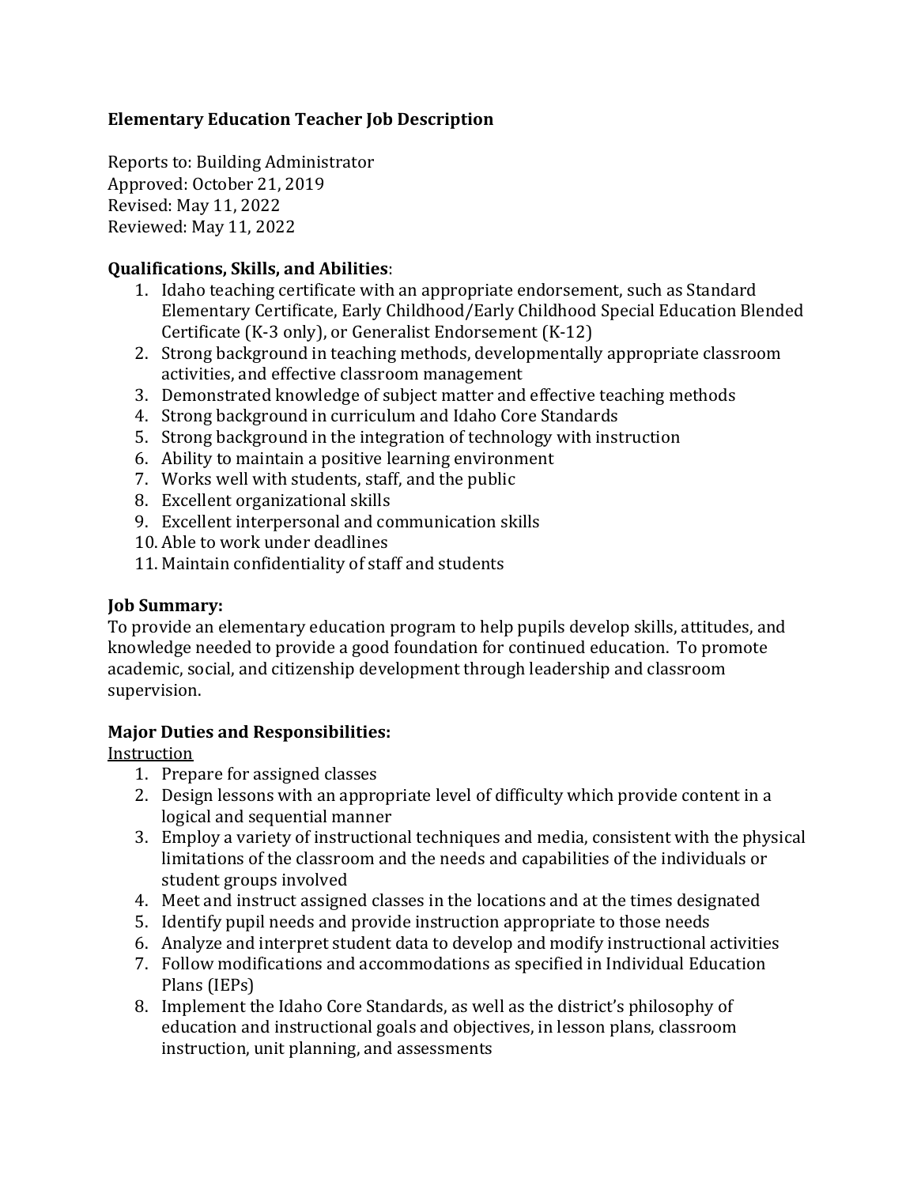# Elementary Education Teacher Job Description

Reports to: Building Administrator
Approved: October 21, 2019
Revised: May 11, 2022
Reviewed: May 11, 2022

**Qualifications, Skills, and Abilities**:

1. Idaho teaching certificate with an appropriate endorsement, such as Standard Elementary Certificate, Early Childhood/Early Childhood Special Education Blended Certificate (K-3 only), or Generalist Endorsement (K-12)
2. Strong background in teaching methods, developmentally appropriate classroom activities, and effective classroom management
3. Demonstrated knowledge of subject matter and effective teaching methods
4. Strong background in curriculum and Idaho Core Standards
5. Strong background in the integration of technology with instruction
6. Ability to maintain a positive learning environment
7. Works well with students, staff, and the public
8. Excellent organizational skills
9. Excellent interpersonal and communication skills
10. Able to work under deadlines
11. Maintain confidentiality of staff and students

**Job Summary:**

To provide an elementary education program to help pupils develop skills, attitudes, and knowledge needed to provide a good foundation for continued education. To promote academic, social, and citizenship development through leadership and classroom supervision.

**Major Duties and Responsibilities:**

<u>Instruction</u>

1. Prepare for assigned classes
2. Design lessons with an appropriate level of difficulty which provide content in a logical and sequential manner
3. Employ a variety of instructional techniques and media, consistent with the physical limitations of the classroom and the needs and capabilities of the individuals or student groups involved
4. Meet and instruct assigned classes in the locations and at the times designated
5. Identify pupil needs and provide instruction appropriate to those needs
6. Analyze and interpret student data to develop and modify instructional activities
7. Follow modifications and accommodations as specified in Individual Education Plans (IEPs)
8. Implement the Idaho Core Standards, as well as the district's philosophy of education and instructional goals and objectives, in lesson plans, classroom instruction, unit planning, and assessments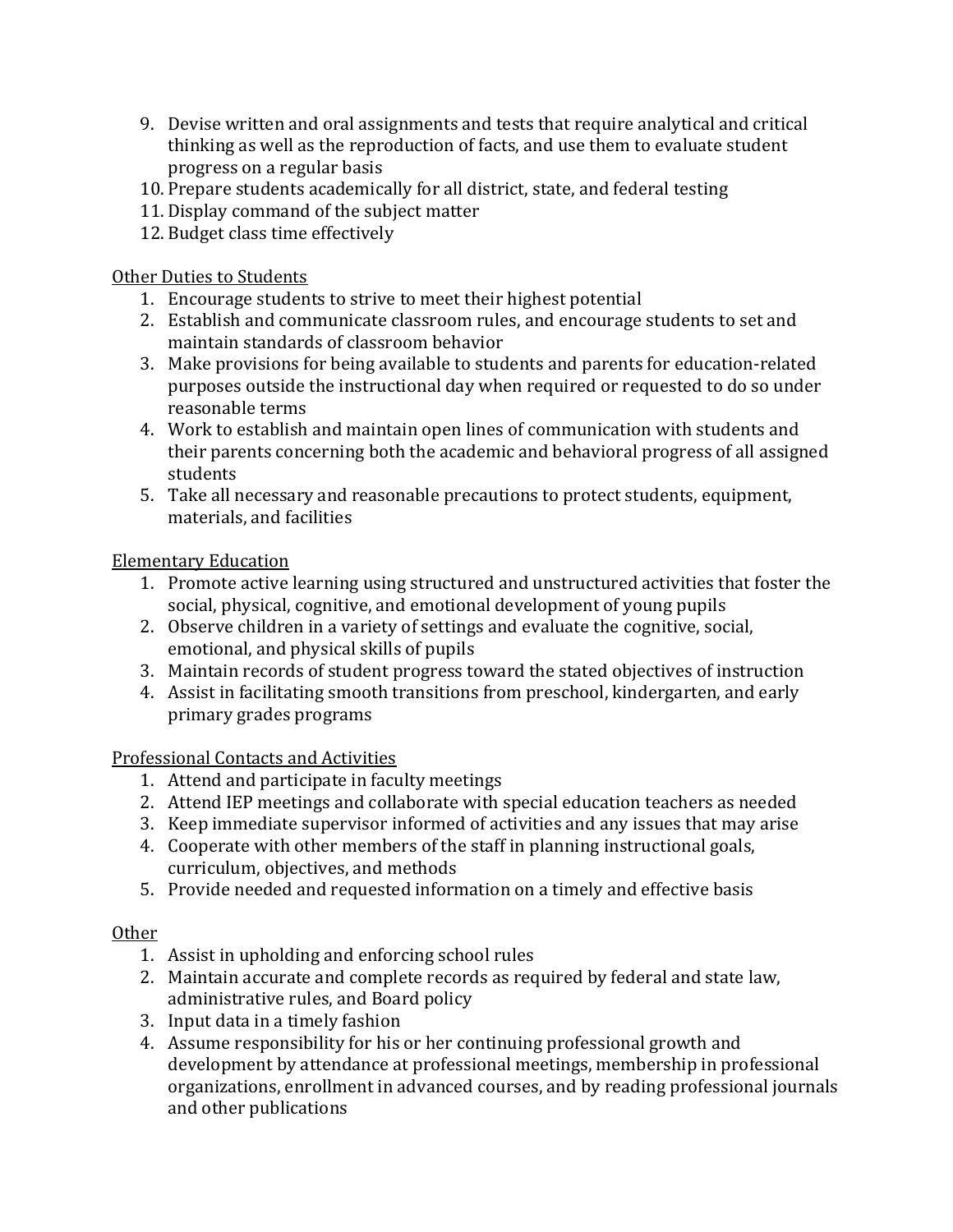9. Devise written and oral assignments and tests that require analytical and critical thinking as well as the reproduction of facts, and use them to evaluate student progress on a regular basis
10. Prepare students academically for all district, state, and federal testing
11. Display command of the subject matter
12. Budget class time effectively

<u>Other Duties to Students</u>

1. Encourage students to strive to meet their highest potential
2. Establish and communicate classroom rules, and encourage students to set and maintain standards of classroom behavior
3. Make provisions for being available to students and parents for education-related purposes outside the instructional day when required or requested to do so under reasonable terms
4. Work to establish and maintain open lines of communication with students and their parents concerning both the academic and behavioral progress of all assigned students
5. Take all necessary and reasonable precautions to protect students, equipment, materials, and facilities

<u>Elementary Education</u>

1. Promote active learning using structured and unstructured activities that foster the social, physical, cognitive, and emotional development of young pupils
2. Observe children in a variety of settings and evaluate the cognitive, social, emotional, and physical skills of pupils
3. Maintain records of student progress toward the stated objectives of instruction
4. Assist in facilitating smooth transitions from preschool, kindergarten, and early primary grades programs

<u>Professional Contacts and Activities</u>

1. Attend and participate in faculty meetings
2. Attend IEP meetings and collaborate with special education teachers as needed
3. Keep immediate supervisor informed of activities and any issues that may arise
4. Cooperate with other members of the staff in planning instructional goals, curriculum, objectives, and methods
5. Provide needed and requested information on a timely and effective basis

<u>Other</u>

1. Assist in upholding and enforcing school rules
2. Maintain accurate and complete records as required by federal and state law, administrative rules, and Board policy
3. Input data in a timely fashion
4. Assume responsibility for his or her continuing professional growth and development by attendance at professional meetings, membership in professional organizations, enrollment in advanced courses, and by reading professional journals and other publications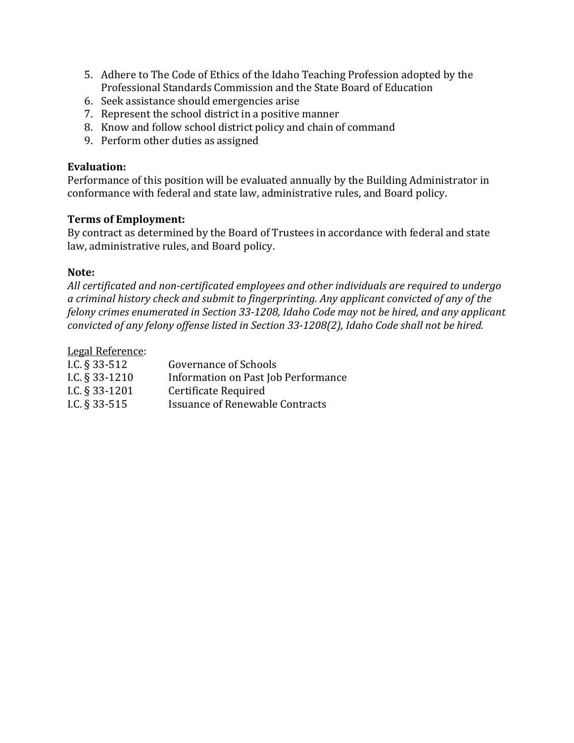5. Adhere to The Code of Ethics of the Idaho Teaching Profession adopted by the Professional Standards Commission and the State Board of Education
6. Seek assistance should emergencies arise
7. Represent the school district in a positive manner
8. Know and follow school district policy and chain of command
9. Perform other duties as assigned

**Evaluation:**
Performance of this position will be evaluated annually by the Building Administrator in conformance with federal and state law, administrative rules, and Board policy.

**Terms of Employment:**
By contract as determined by the Board of Trustees in accordance with federal and state law, administrative rules, and Board policy.

**Note:**
*All certificated and non-certificated employees and other individuals are required to undergo a criminal history check and submit to fingerprinting. Any applicant convicted of any of the felony crimes enumerated in Section 33-1208, Idaho Code may not be hired, and any applicant convicted of any felony offense listed in Section 33-1208(2), Idaho Code shall not be hired.*

<u>Legal Reference</u>:

| | |
|---|---|
| I.C. § 33-512 | Governance of Schools |
| I.C. § 33-1210 | Information on Past Job Performance |
| I.C. § 33-1201 | Certificate Required |
| I.C. § 33-515 | Issuance of Renewable Contracts |